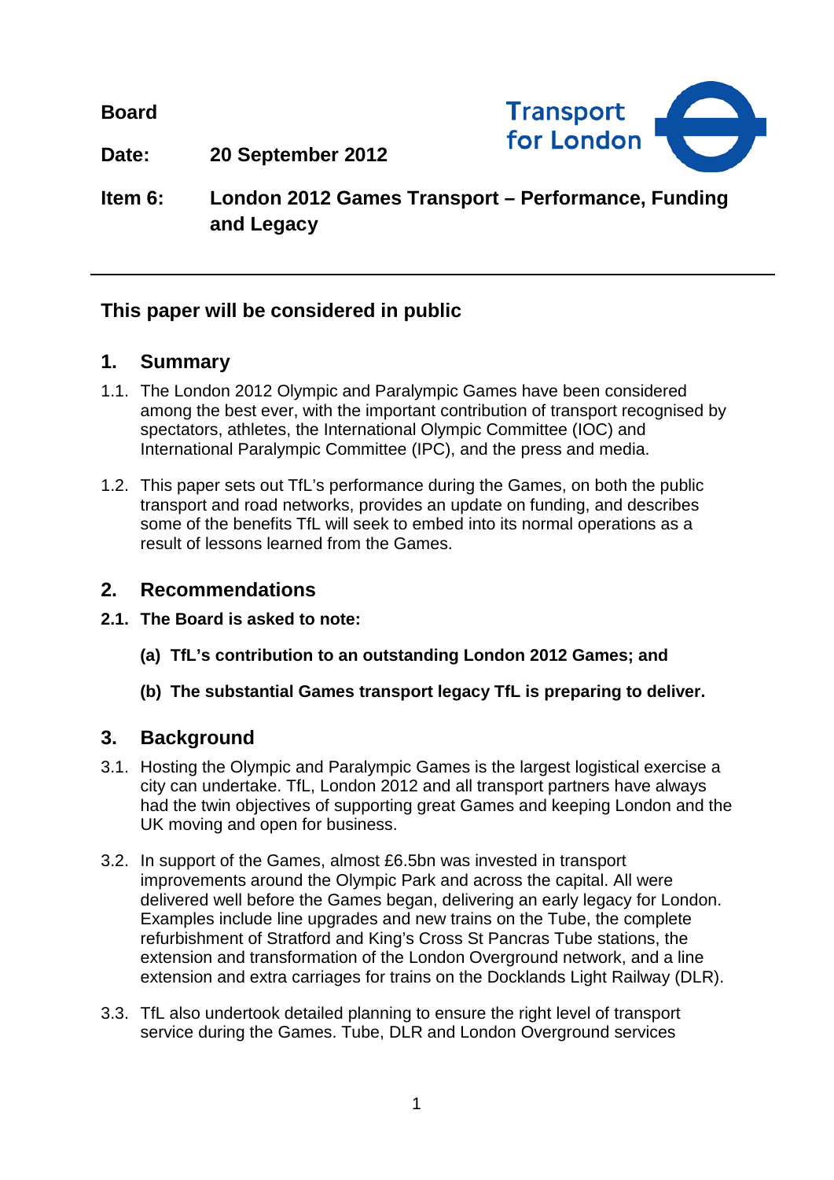**Board**

**Date: 20 September 2012**

**Item 6: London 2012 Games Transport – Performance, Funding and Legacy**

---

## This paper will be considered in public

## 1. Summary

1.1. The London 2012 Olympic and Paralympic Games have been considered among the best ever, with the important contribution of transport recognised by spectators, athletes, the International Olympic Committee (IOC) and International Paralympic Committee (IPC), and the press and media.

1.2. This paper sets out TfL's performance during the Games, on both the public transport and road networks, provides an update on funding, and describes some of the benefits TfL will seek to embed into its normal operations as a result of lessons learned from the Games.

## 2. Recommendations

**2.1. The Board is asked to note:**

**(a) TfL's contribution to an outstanding London 2012 Games; and**

**(b) The substantial Games transport legacy TfL is preparing to deliver.**

## 3. Background

3.1. Hosting the Olympic and Paralympic Games is the largest logistical exercise a city can undertake. TfL, London 2012 and all transport partners have always had the twin objectives of supporting great Games and keeping London and the UK moving and open for business.

3.2. In support of the Games, almost £6.5bn was invested in transport improvements around the Olympic Park and across the capital. All were delivered well before the Games began, delivering an early legacy for London. Examples include line upgrades and new trains on the Tube, the complete refurbishment of Stratford and King's Cross St Pancras Tube stations, the extension and transformation of the London Overground network, and a line extension and extra carriages for trains on the Docklands Light Railway (DLR).

3.3. TfL also undertook detailed planning to ensure the right level of transport service during the Games. Tube, DLR and London Overground services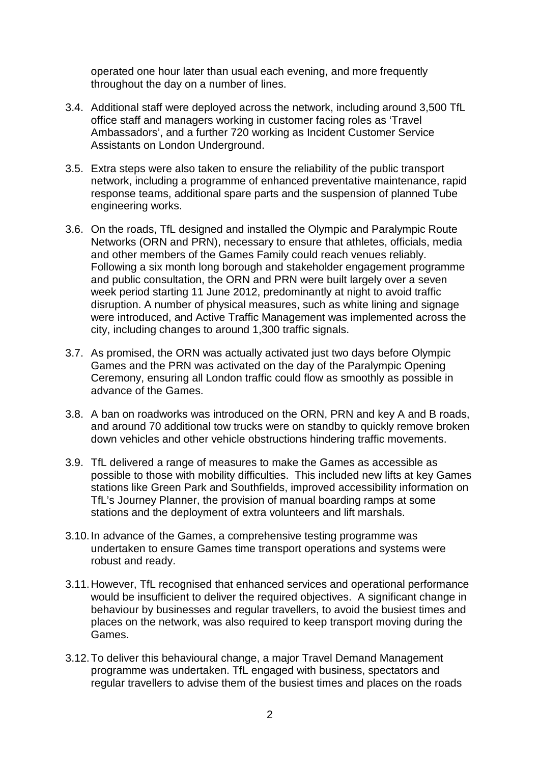operated one hour later than usual each evening, and more frequently throughout the day on a number of lines.

3.4. Additional staff were deployed across the network, including around 3,500 TfL office staff and managers working in customer facing roles as 'Travel Ambassadors', and a further 720 working as Incident Customer Service Assistants on London Underground.

3.5. Extra steps were also taken to ensure the reliability of the public transport network, including a programme of enhanced preventative maintenance, rapid response teams, additional spare parts and the suspension of planned Tube engineering works.

3.6. On the roads, TfL designed and installed the Olympic and Paralympic Route Networks (ORN and PRN), necessary to ensure that athletes, officials, media and other members of the Games Family could reach venues reliably. Following a six month long borough and stakeholder engagement programme and public consultation, the ORN and PRN were built largely over a seven week period starting 11 June 2012, predominantly at night to avoid traffic disruption. A number of physical measures, such as white lining and signage were introduced, and Active Traffic Management was implemented across the city, including changes to around 1,300 traffic signals.

3.7. As promised, the ORN was actually activated just two days before Olympic Games and the PRN was activated on the day of the Paralympic Opening Ceremony, ensuring all London traffic could flow as smoothly as possible in advance of the Games.

3.8. A ban on roadworks was introduced on the ORN, PRN and key A and B roads, and around 70 additional tow trucks were on standby to quickly remove broken down vehicles and other vehicle obstructions hindering traffic movements.

3.9. TfL delivered a range of measures to make the Games as accessible as possible to those with mobility difficulties. This included new lifts at key Games stations like Green Park and Southfields, improved accessibility information on TfL's Journey Planner, the provision of manual boarding ramps at some stations and the deployment of extra volunteers and lift marshals.

3.10. In advance of the Games, a comprehensive testing programme was undertaken to ensure Games time transport operations and systems were robust and ready.

3.11. However, TfL recognised that enhanced services and operational performance would be insufficient to deliver the required objectives. A significant change in behaviour by businesses and regular travellers, to avoid the busiest times and places on the network, was also required to keep transport moving during the Games.

3.12. To deliver this behavioural change, a major Travel Demand Management programme was undertaken. TfL engaged with business, spectators and regular travellers to advise them of the busiest times and places on the roads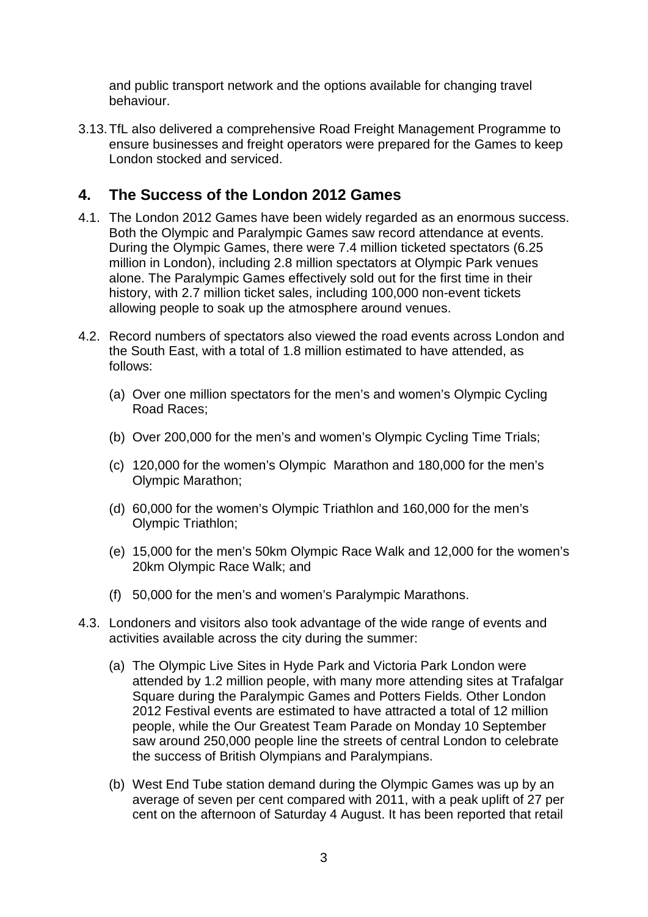and public transport network and the options available for changing travel behaviour.

3.13. TfL also delivered a comprehensive Road Freight Management Programme to ensure businesses and freight operators were prepared for the Games to keep London stocked and serviced.

## 4. The Success of the London 2012 Games

4.1. The London 2012 Games have been widely regarded as an enormous success. Both the Olympic and Paralympic Games saw record attendance at events. During the Olympic Games, there were 7.4 million ticketed spectators (6.25 million in London), including 2.8 million spectators at Olympic Park venues alone. The Paralympic Games effectively sold out for the first time in their history, with 2.7 million ticket sales, including 100,000 non-event tickets allowing people to soak up the atmosphere around venues.

4.2. Record numbers of spectators also viewed the road events across London and the South East, with a total of 1.8 million estimated to have attended, as follows:

(a) Over one million spectators for the men's and women's Olympic Cycling Road Races;

(b) Over 200,000 for the men's and women's Olympic Cycling Time Trials;

(c) 120,000 for the women's Olympic Marathon and 180,000 for the men's Olympic Marathon;

(d) 60,000 for the women's Olympic Triathlon and 160,000 for the men's Olympic Triathlon;

(e) 15,000 for the men's 50km Olympic Race Walk and 12,000 for the women's 20km Olympic Race Walk; and

(f) 50,000 for the men's and women's Paralympic Marathons.

4.3. Londoners and visitors also took advantage of the wide range of events and activities available across the city during the summer:

(a) The Olympic Live Sites in Hyde Park and Victoria Park London were attended by 1.2 million people, with many more attending sites at Trafalgar Square during the Paralympic Games and Potters Fields. Other London 2012 Festival events are estimated to have attracted a total of 12 million people, while the Our Greatest Team Parade on Monday 10 September saw around 250,000 people line the streets of central London to celebrate the success of British Olympians and Paralympians.

(b) West End Tube station demand during the Olympic Games was up by an average of seven per cent compared with 2011, with a peak uplift of 27 per cent on the afternoon of Saturday 4 August. It has been reported that retail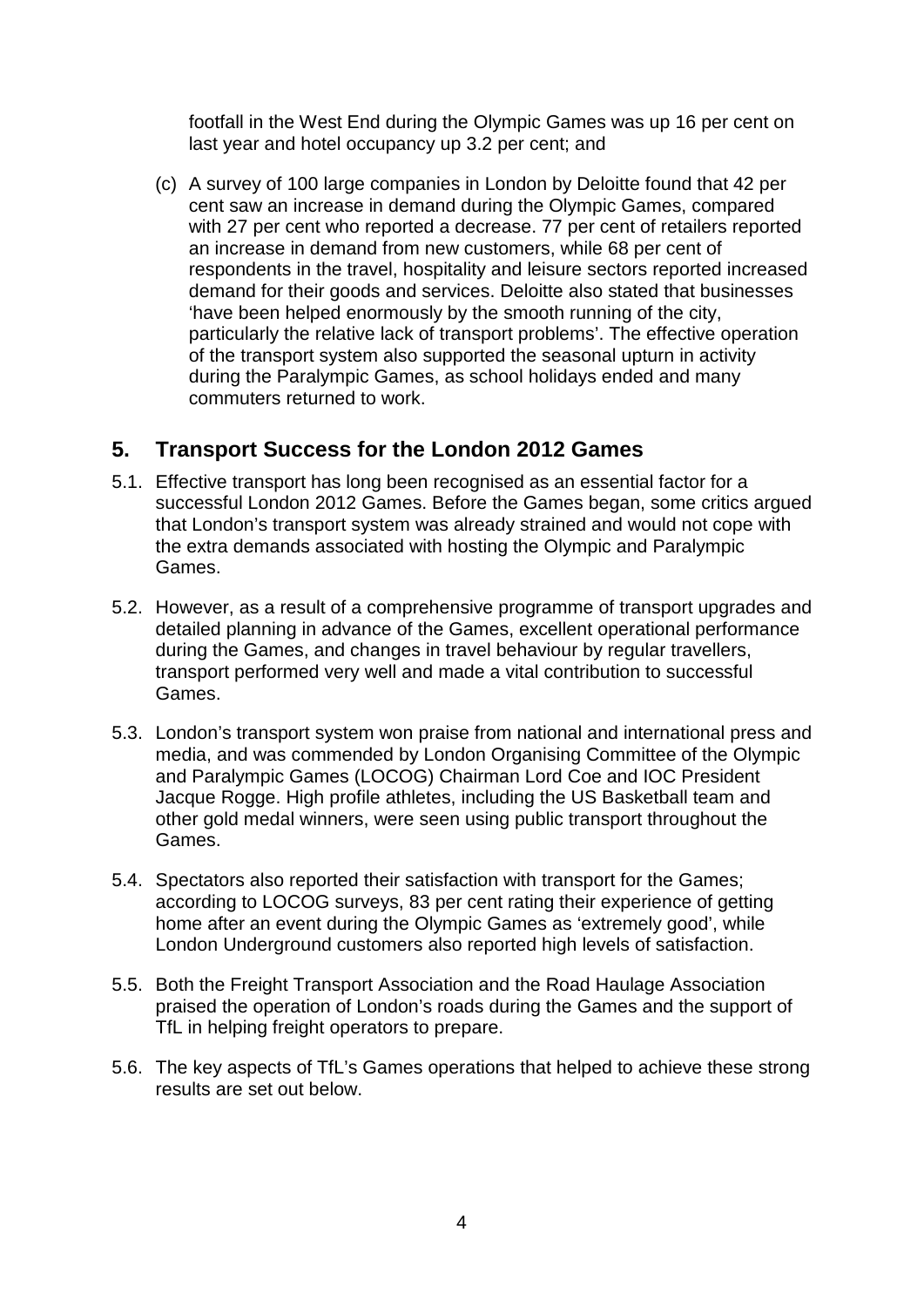footfall in the West End during the Olympic Games was up 16 per cent on last year and hotel occupancy up 3.2 per cent; and

(c) A survey of 100 large companies in London by Deloitte found that 42 per cent saw an increase in demand during the Olympic Games, compared with 27 per cent who reported a decrease. 77 per cent of retailers reported an increase in demand from new customers, while 68 per cent of respondents in the travel, hospitality and leisure sectors reported increased demand for their goods and services. Deloitte also stated that businesses 'have been helped enormously by the smooth running of the city, particularly the relative lack of transport problems'. The effective operation of the transport system also supported the seasonal upturn in activity during the Paralympic Games, as school holidays ended and many commuters returned to work.

## 5. Transport Success for the London 2012 Games

5.1. Effective transport has long been recognised as an essential factor for a successful London 2012 Games. Before the Games began, some critics argued that London's transport system was already strained and would not cope with the extra demands associated with hosting the Olympic and Paralympic Games.

5.2. However, as a result of a comprehensive programme of transport upgrades and detailed planning in advance of the Games, excellent operational performance during the Games, and changes in travel behaviour by regular travellers, transport performed very well and made a vital contribution to successful Games.

5.3. London's transport system won praise from national and international press and media, and was commended by London Organising Committee of the Olympic and Paralympic Games (LOCOG) Chairman Lord Coe and IOC President Jacque Rogge. High profile athletes, including the US Basketball team and other gold medal winners, were seen using public transport throughout the Games.

5.4. Spectators also reported their satisfaction with transport for the Games; according to LOCOG surveys, 83 per cent rating their experience of getting home after an event during the Olympic Games as 'extremely good', while London Underground customers also reported high levels of satisfaction.

5.5. Both the Freight Transport Association and the Road Haulage Association praised the operation of London's roads during the Games and the support of TfL in helping freight operators to prepare.

5.6. The key aspects of TfL's Games operations that helped to achieve these strong results are set out below.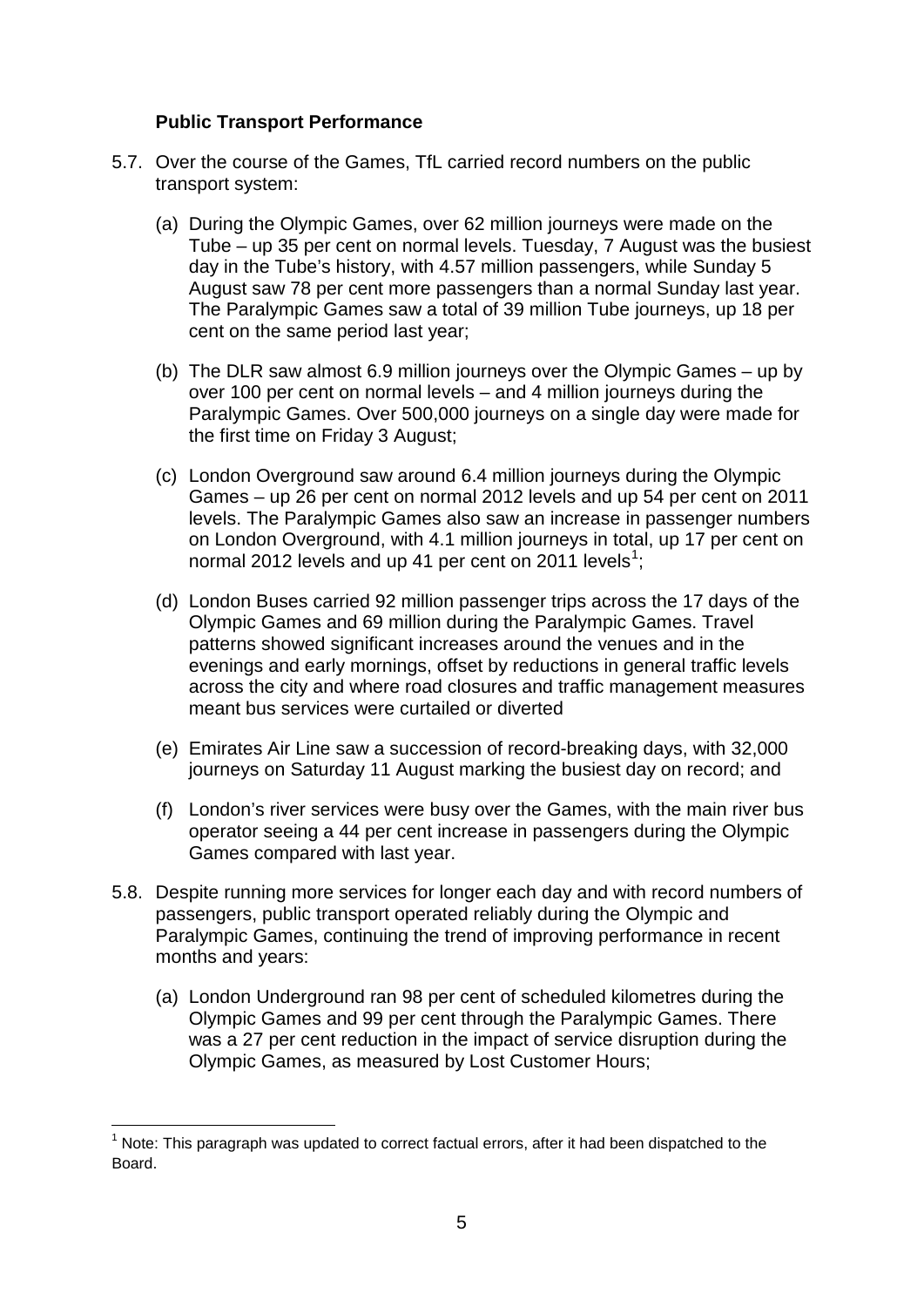**Public Transport Performance**

5.7. Over the course of the Games, TfL carried record numbers on the public transport system:

(a) During the Olympic Games, over 62 million journeys were made on the Tube – up 35 per cent on normal levels. Tuesday, 7 August was the busiest day in the Tube's history, with 4.57 million passengers, while Sunday 5 August saw 78 per cent more passengers than a normal Sunday last year. The Paralympic Games saw a total of 39 million Tube journeys, up 18 per cent on the same period last year;

(b) The DLR saw almost 6.9 million journeys over the Olympic Games – up by over 100 per cent on normal levels – and 4 million journeys during the Paralympic Games. Over 500,000 journeys on a single day were made for the first time on Friday 3 August;

(c) London Overground saw around 6.4 million journeys during the Olympic Games – up 26 per cent on normal 2012 levels and up 54 per cent on 2011 levels. The Paralympic Games also saw an increase in passenger numbers on London Overground, with 4.1 million journeys in total, up 17 per cent on normal 2012 levels and up 41 per cent on 2011 levels[1];

(d) London Buses carried 92 million passenger trips across the 17 days of the Olympic Games and 69 million during the Paralympic Games. Travel patterns showed significant increases around the venues and in the evenings and early mornings, offset by reductions in general traffic levels across the city and where road closures and traffic management measures meant bus services were curtailed or diverted

(e) Emirates Air Line saw a succession of record-breaking days, with 32,000 journeys on Saturday 11 August marking the busiest day on record; and

(f) London's river services were busy over the Games, with the main river bus operator seeing a 44 per cent increase in passengers during the Olympic Games compared with last year.

5.8. Despite running more services for longer each day and with record numbers of passengers, public transport operated reliably during the Olympic and Paralympic Games, continuing the trend of improving performance in recent months and years:

(a) London Underground ran 98 per cent of scheduled kilometres during the Olympic Games and 99 per cent through the Paralympic Games. There was a 27 per cent reduction in the impact of service disruption during the Olympic Games, as measured by Lost Customer Hours;

[1] Note: This paragraph was updated to correct factual errors, after it had been dispatched to the Board.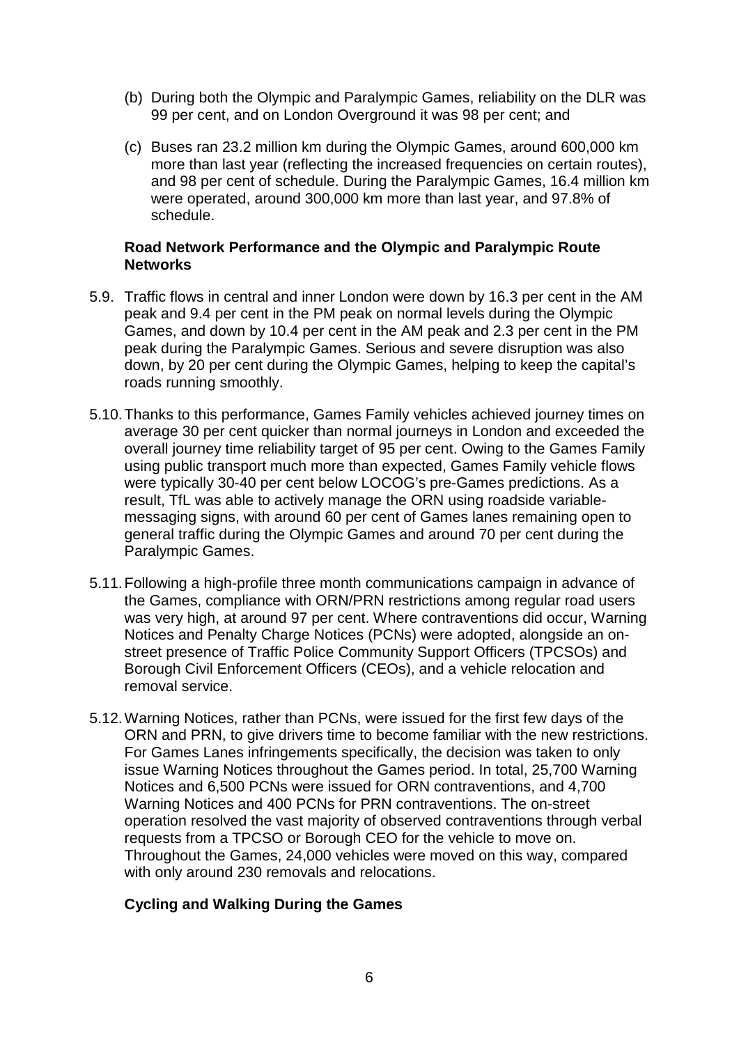(b) During both the Olympic and Paralympic Games, reliability on the DLR was 99 per cent, and on London Overground it was 98 per cent; and

(c) Buses ran 23.2 million km during the Olympic Games, around 600,000 km more than last year (reflecting the increased frequencies on certain routes), and 98 per cent of schedule. During the Paralympic Games, 16.4 million km were operated, around 300,000 km more than last year, and 97.8% of schedule.

**Road Network Performance and the Olympic and Paralympic Route Networks**

5.9. Traffic flows in central and inner London were down by 16.3 per cent in the AM peak and 9.4 per cent in the PM peak on normal levels during the Olympic Games, and down by 10.4 per cent in the AM peak and 2.3 per cent in the PM peak during the Paralympic Games. Serious and severe disruption was also down, by 20 per cent during the Olympic Games, helping to keep the capital's roads running smoothly.

5.10. Thanks to this performance, Games Family vehicles achieved journey times on average 30 per cent quicker than normal journeys in London and exceeded the overall journey time reliability target of 95 per cent. Owing to the Games Family using public transport much more than expected, Games Family vehicle flows were typically 30-40 per cent below LOCOG's pre-Games predictions. As a result, TfL was able to actively manage the ORN using roadside variable-messaging signs, with around 60 per cent of Games lanes remaining open to general traffic during the Olympic Games and around 70 per cent during the Paralympic Games.

5.11. Following a high-profile three month communications campaign in advance of the Games, compliance with ORN/PRN restrictions among regular road users was very high, at around 97 per cent. Where contraventions did occur, Warning Notices and Penalty Charge Notices (PCNs) were adopted, alongside an on-street presence of Traffic Police Community Support Officers (TPCSOs) and Borough Civil Enforcement Officers (CEOs), and a vehicle relocation and removal service.

5.12. Warning Notices, rather than PCNs, were issued for the first few days of the ORN and PRN, to give drivers time to become familiar with the new restrictions. For Games Lanes infringements specifically, the decision was taken to only issue Warning Notices throughout the Games period. In total, 25,700 Warning Notices and 6,500 PCNs were issued for ORN contraventions, and 4,700 Warning Notices and 400 PCNs for PRN contraventions. The on-street operation resolved the vast majority of observed contraventions through verbal requests from a TPCSO or Borough CEO for the vehicle to move on. Throughout the Games, 24,000 vehicles were moved on this way, compared with only around 230 removals and relocations.

**Cycling and Walking During the Games**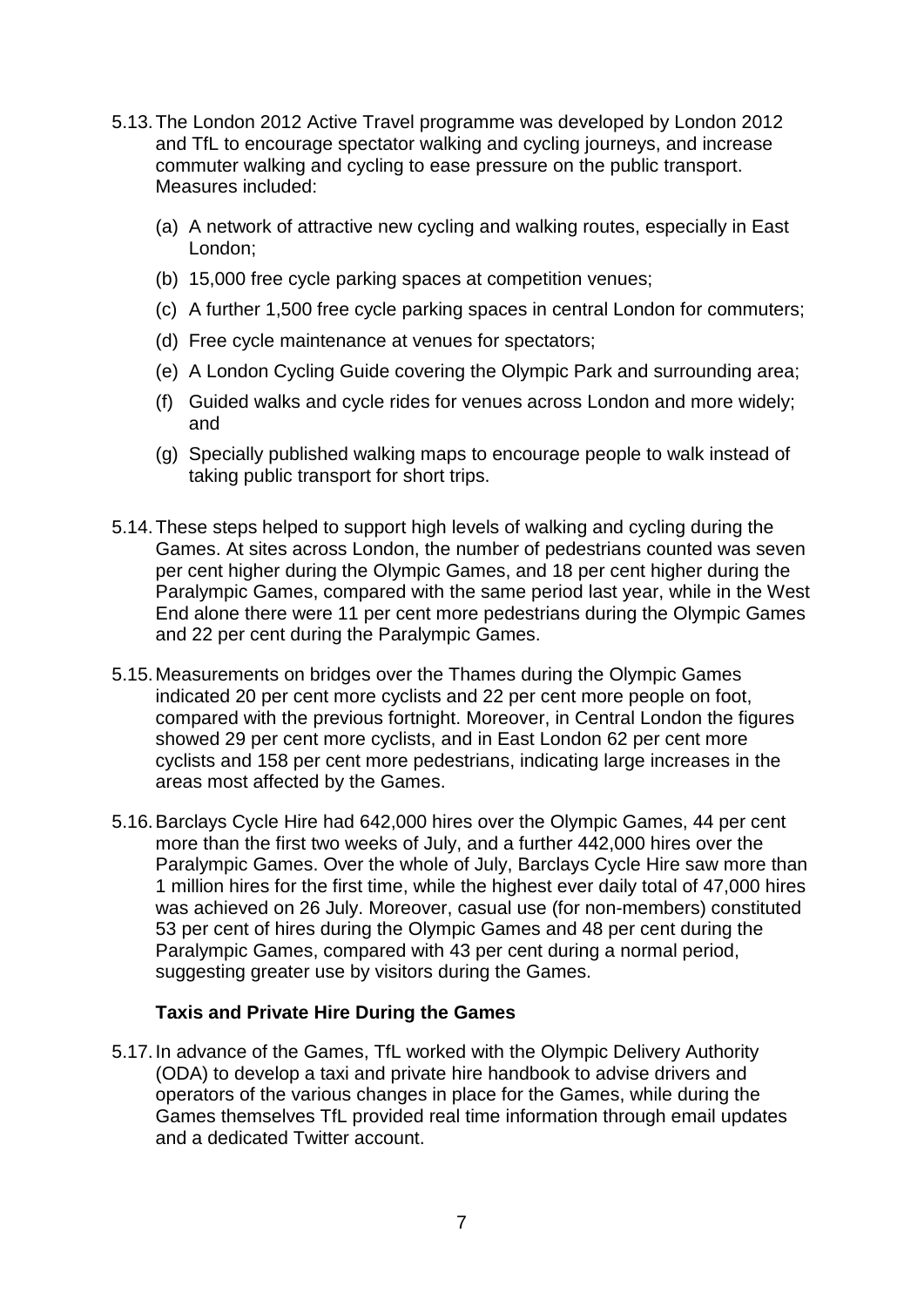5.13. The London 2012 Active Travel programme was developed by London 2012 and TfL to encourage spectator walking and cycling journeys, and increase commuter walking and cycling to ease pressure on the public transport. Measures included:

   (a) A network of attractive new cycling and walking routes, especially in East London;

   (b) 15,000 free cycle parking spaces at competition venues;

   (c) A further 1,500 free cycle parking spaces in central London for commuters;

   (d) Free cycle maintenance at venues for spectators;

   (e) A London Cycling Guide covering the Olympic Park and surrounding area;

   (f) Guided walks and cycle rides for venues across London and more widely; and

   (g) Specially published walking maps to encourage people to walk instead of taking public transport for short trips.

5.14. These steps helped to support high levels of walking and cycling during the Games. At sites across London, the number of pedestrians counted was seven per cent higher during the Olympic Games, and 18 per cent higher during the Paralympic Games, compared with the same period last year, while in the West End alone there were 11 per cent more pedestrians during the Olympic Games and 22 per cent during the Paralympic Games.

5.15. Measurements on bridges over the Thames during the Olympic Games indicated 20 per cent more cyclists and 22 per cent more people on foot, compared with the previous fortnight. Moreover, in Central London the figures showed 29 per cent more cyclists, and in East London 62 per cent more cyclists and 158 per cent more pedestrians, indicating large increases in the areas most affected by the Games.

5.16. Barclays Cycle Hire had 642,000 hires over the Olympic Games, 44 per cent more than the first two weeks of July, and a further 442,000 hires over the Paralympic Games. Over the whole of July, Barclays Cycle Hire saw more than 1 million hires for the first time, while the highest ever daily total of 47,000 hires was achieved on 26 July. Moreover, casual use (for non-members) constituted 53 per cent of hires during the Olympic Games and 48 per cent during the Paralympic Games, compared with 43 per cent during a normal period, suggesting greater use by visitors during the Games.

**Taxis and Private Hire During the Games**

5.17. In advance of the Games, TfL worked with the Olympic Delivery Authority (ODA) to develop a taxi and private hire handbook to advise drivers and operators of the various changes in place for the Games, while during the Games themselves TfL provided real time information through email updates and a dedicated Twitter account.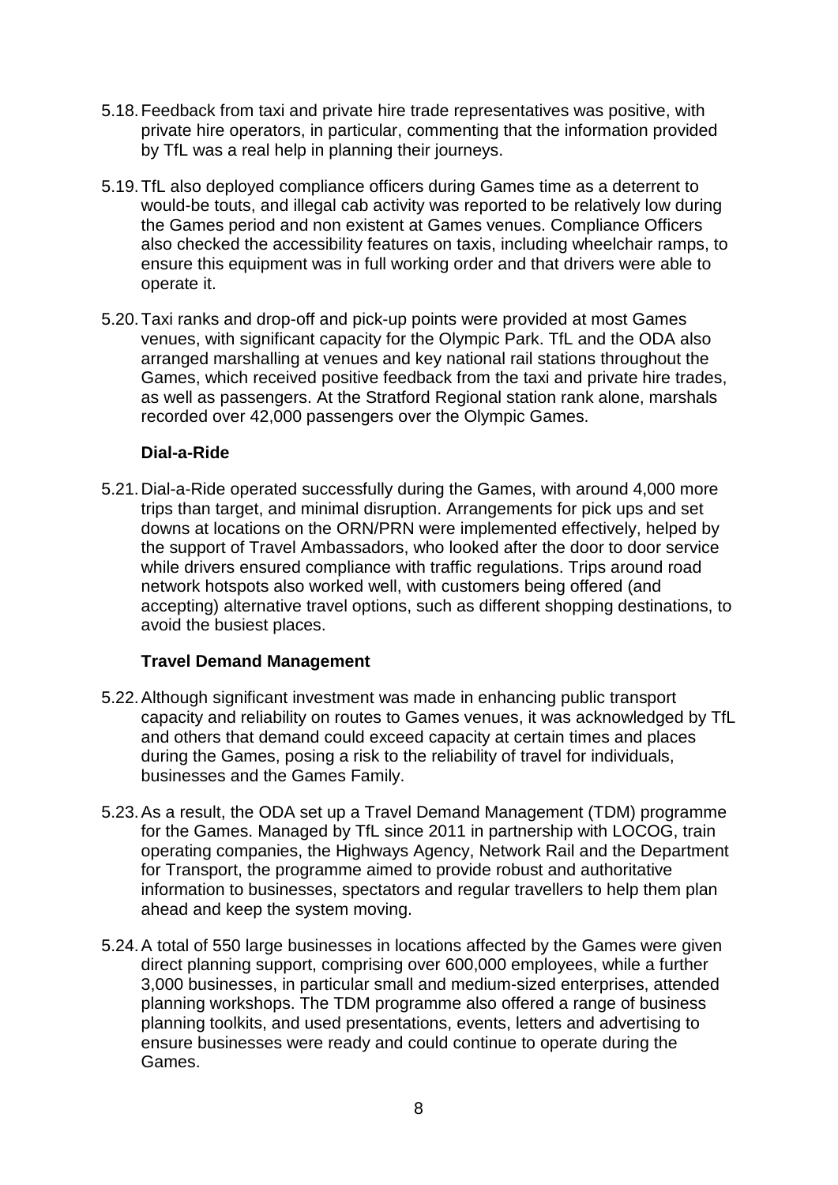5.18. Feedback from taxi and private hire trade representatives was positive, with private hire operators, in particular, commenting that the information provided by TfL was a real help in planning their journeys.

5.19. TfL also deployed compliance officers during Games time as a deterrent to would-be touts, and illegal cab activity was reported to be relatively low during the Games period and non existent at Games venues. Compliance Officers also checked the accessibility features on taxis, including wheelchair ramps, to ensure this equipment was in full working order and that drivers were able to operate it.

5.20. Taxi ranks and drop-off and pick-up points were provided at most Games venues, with significant capacity for the Olympic Park. TfL and the ODA also arranged marshalling at venues and key national rail stations throughout the Games, which received positive feedback from the taxi and private hire trades, as well as passengers. At the Stratford Regional station rank alone, marshals recorded over 42,000 passengers over the Olympic Games.

**Dial-a-Ride**

5.21. Dial-a-Ride operated successfully during the Games, with around 4,000 more trips than target, and minimal disruption. Arrangements for pick ups and set downs at locations on the ORN/PRN were implemented effectively, helped by the support of Travel Ambassadors, who looked after the door to door service while drivers ensured compliance with traffic regulations. Trips around road network hotspots also worked well, with customers being offered (and accepting) alternative travel options, such as different shopping destinations, to avoid the busiest places.

**Travel Demand Management**

5.22. Although significant investment was made in enhancing public transport capacity and reliability on routes to Games venues, it was acknowledged by TfL and others that demand could exceed capacity at certain times and places during the Games, posing a risk to the reliability of travel for individuals, businesses and the Games Family.

5.23. As a result, the ODA set up a Travel Demand Management (TDM) programme for the Games. Managed by TfL since 2011 in partnership with LOCOG, train operating companies, the Highways Agency, Network Rail and the Department for Transport, the programme aimed to provide robust and authoritative information to businesses, spectators and regular travellers to help them plan ahead and keep the system moving.

5.24. A total of 550 large businesses in locations affected by the Games were given direct planning support, comprising over 600,000 employees, while a further 3,000 businesses, in particular small and medium-sized enterprises, attended planning workshops. The TDM programme also offered a range of business planning toolkits, and used presentations, events, letters and advertising to ensure businesses were ready and could continue to operate during the Games.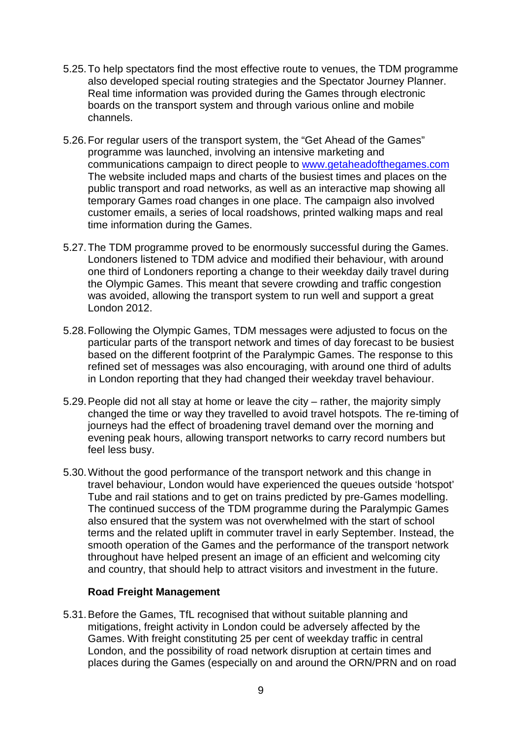5.25. To help spectators find the most effective route to venues, the TDM programme also developed special routing strategies and the Spectator Journey Planner. Real time information was provided during the Games through electronic boards on the transport system and through various online and mobile channels.

5.26. For regular users of the transport system, the "Get Ahead of the Games" programme was launched, involving an intensive marketing and communications campaign to direct people to [www.getaheadofthegames.com](http://www.getaheadofthegames.com) The website included maps and charts of the busiest times and places on the public transport and road networks, as well as an interactive map showing all temporary Games road changes in one place. The campaign also involved customer emails, a series of local roadshows, printed walking maps and real time information during the Games.

5.27. The TDM programme proved to be enormously successful during the Games. Londoners listened to TDM advice and modified their behaviour, with around one third of Londoners reporting a change to their weekday daily travel during the Olympic Games. This meant that severe crowding and traffic congestion was avoided, allowing the transport system to run well and support a great London 2012.

5.28. Following the Olympic Games, TDM messages were adjusted to focus on the particular parts of the transport network and times of day forecast to be busiest based on the different footprint of the Paralympic Games. The response to this refined set of messages was also encouraging, with around one third of adults in London reporting that they had changed their weekday travel behaviour.

5.29. People did not all stay at home or leave the city – rather, the majority simply changed the time or way they travelled to avoid travel hotspots. The re-timing of journeys had the effect of broadening travel demand over the morning and evening peak hours, allowing transport networks to carry record numbers but feel less busy.

5.30. Without the good performance of the transport network and this change in travel behaviour, London would have experienced the queues outside 'hotspot' Tube and rail stations and to get on trains predicted by pre-Games modelling. The continued success of the TDM programme during the Paralympic Games also ensured that the system was not overwhelmed with the start of school terms and the related uplift in commuter travel in early September. Instead, the smooth operation of the Games and the performance of the transport network throughout have helped present an image of an efficient and welcoming city and country, that should help to attract visitors and investment in the future.

**Road Freight Management**

5.31. Before the Games, TfL recognised that without suitable planning and mitigations, freight activity in London could be adversely affected by the Games. With freight constituting 25 per cent of weekday traffic in central London, and the possibility of road network disruption at certain times and places during the Games (especially on and around the ORN/PRN and on road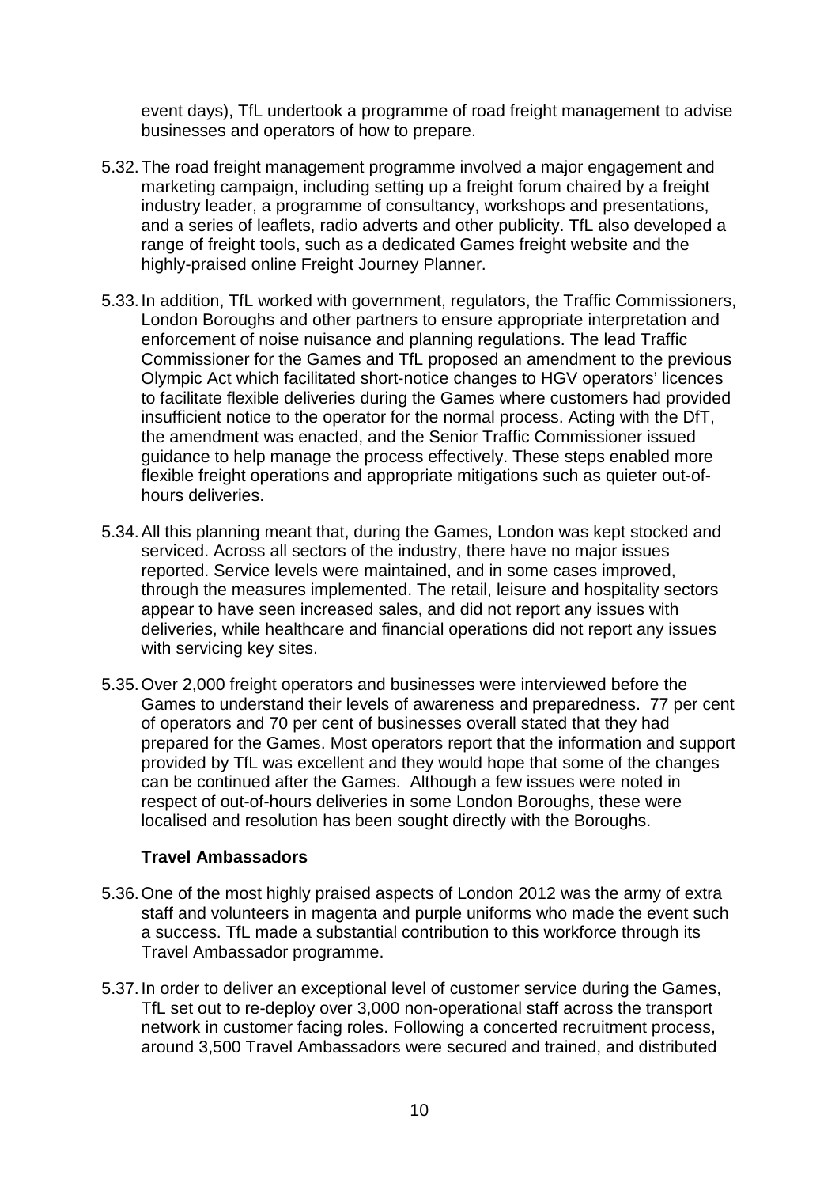event days), TfL undertook a programme of road freight management to advise businesses and operators of how to prepare.

5.32. The road freight management programme involved a major engagement and marketing campaign, including setting up a freight forum chaired by a freight industry leader, a programme of consultancy, workshops and presentations, and a series of leaflets, radio adverts and other publicity. TfL also developed a range of freight tools, such as a dedicated Games freight website and the highly-praised online Freight Journey Planner.

5.33. In addition, TfL worked with government, regulators, the Traffic Commissioners, London Boroughs and other partners to ensure appropriate interpretation and enforcement of noise nuisance and planning regulations. The lead Traffic Commissioner for the Games and TfL proposed an amendment to the previous Olympic Act which facilitated short-notice changes to HGV operators' licences to facilitate flexible deliveries during the Games where customers had provided insufficient notice to the operator for the normal process. Acting with the DfT, the amendment was enacted, and the Senior Traffic Commissioner issued guidance to help manage the process effectively. These steps enabled more flexible freight operations and appropriate mitigations such as quieter out-of-hours deliveries.

5.34. All this planning meant that, during the Games, London was kept stocked and serviced. Across all sectors of the industry, there have no major issues reported. Service levels were maintained, and in some cases improved, through the measures implemented. The retail, leisure and hospitality sectors appear to have seen increased sales, and did not report any issues with deliveries, while healthcare and financial operations did not report any issues with servicing key sites.

5.35. Over 2,000 freight operators and businesses were interviewed before the Games to understand their levels of awareness and preparedness. 77 per cent of operators and 70 per cent of businesses overall stated that they had prepared for the Games. Most operators report that the information and support provided by TfL was excellent and they would hope that some of the changes can be continued after the Games. Although a few issues were noted in respect of out-of-hours deliveries in some London Boroughs, these were localised and resolution has been sought directly with the Boroughs.

### Travel Ambassadors

5.36. One of the most highly praised aspects of London 2012 was the army of extra staff and volunteers in magenta and purple uniforms who made the event such a success. TfL made a substantial contribution to this workforce through its Travel Ambassador programme.

5.37. In order to deliver an exceptional level of customer service during the Games, TfL set out to re-deploy over 3,000 non-operational staff across the transport network in customer facing roles. Following a concerted recruitment process, around 3,500 Travel Ambassadors were secured and trained, and distributed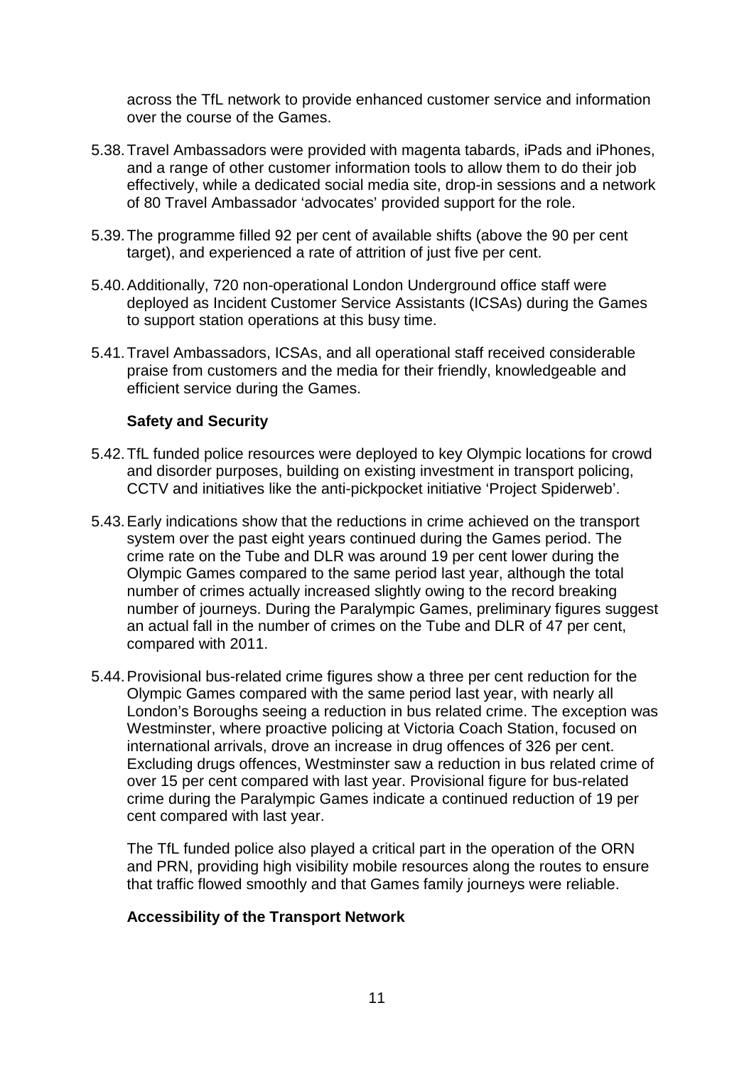across the TfL network to provide enhanced customer service and information over the course of the Games.

5.38. Travel Ambassadors were provided with magenta tabards, iPads and iPhones, and a range of other customer information tools to allow them to do their job effectively, while a dedicated social media site, drop-in sessions and a network of 80 Travel Ambassador 'advocates' provided support for the role.

5.39. The programme filled 92 per cent of available shifts (above the 90 per cent target), and experienced a rate of attrition of just five per cent.

5.40. Additionally, 720 non-operational London Underground office staff were deployed as Incident Customer Service Assistants (ICSAs) during the Games to support station operations at this busy time.

5.41. Travel Ambassadors, ICSAs, and all operational staff received considerable praise from customers and the media for their friendly, knowledgeable and efficient service during the Games.

**Safety and Security**

5.42. TfL funded police resources were deployed to key Olympic locations for crowd and disorder purposes, building on existing investment in transport policing, CCTV and initiatives like the anti-pickpocket initiative 'Project Spiderweb'.

5.43. Early indications show that the reductions in crime achieved on the transport system over the past eight years continued during the Games period. The crime rate on the Tube and DLR was around 19 per cent lower during the Olympic Games compared to the same period last year, although the total number of crimes actually increased slightly owing to the record breaking number of journeys. During the Paralympic Games, preliminary figures suggest an actual fall in the number of crimes on the Tube and DLR of 47 per cent, compared with 2011.

5.44. Provisional bus-related crime figures show a three per cent reduction for the Olympic Games compared with the same period last year, with nearly all London's Boroughs seeing a reduction in bus related crime. The exception was Westminster, where proactive policing at Victoria Coach Station, focused on international arrivals, drove an increase in drug offences of 326 per cent. Excluding drugs offences, Westminster saw a reduction in bus related crime of over 15 per cent compared with last year. Provisional figure for bus-related crime during the Paralympic Games indicate a continued reduction of 19 per cent compared with last year.

The TfL funded police also played a critical part in the operation of the ORN and PRN, providing high visibility mobile resources along the routes to ensure that traffic flowed smoothly and that Games family journeys were reliable.

**Accessibility of the Transport Network**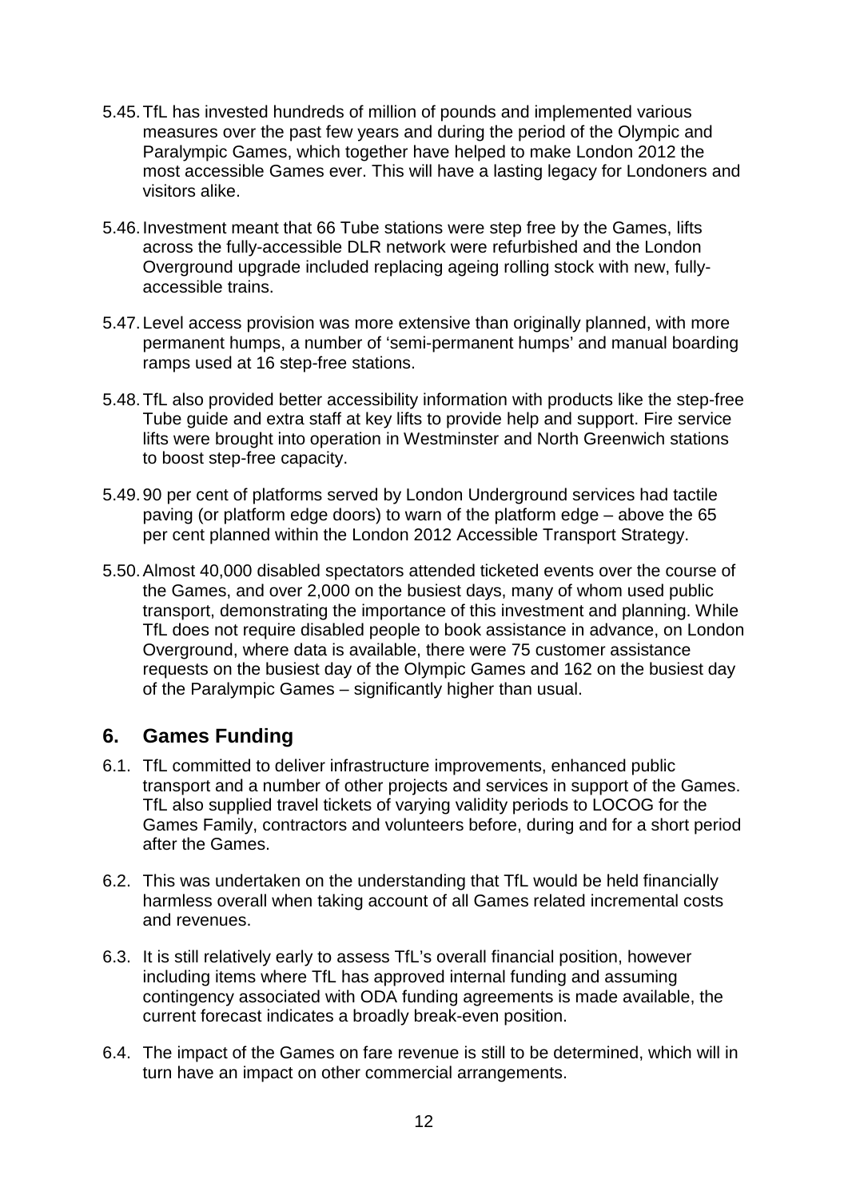5.45. TfL has invested hundreds of million of pounds and implemented various measures over the past few years and during the period of the Olympic and Paralympic Games, which together have helped to make London 2012 the most accessible Games ever. This will have a lasting legacy for Londoners and visitors alike.

5.46. Investment meant that 66 Tube stations were step free by the Games, lifts across the fully-accessible DLR network were refurbished and the London Overground upgrade included replacing ageing rolling stock with new, fully-accessible trains.

5.47. Level access provision was more extensive than originally planned, with more permanent humps, a number of 'semi-permanent humps' and manual boarding ramps used at 16 step-free stations.

5.48. TfL also provided better accessibility information with products like the step-free Tube guide and extra staff at key lifts to provide help and support. Fire service lifts were brought into operation in Westminster and North Greenwich stations to boost step-free capacity.

5.49. 90 per cent of platforms served by London Underground services had tactile paving (or platform edge doors) to warn of the platform edge – above the 65 per cent planned within the London 2012 Accessible Transport Strategy.

5.50. Almost 40,000 disabled spectators attended ticketed events over the course of the Games, and over 2,000 on the busiest days, many of whom used public transport, demonstrating the importance of this investment and planning. While TfL does not require disabled people to book assistance in advance, on London Overground, where data is available, there were 75 customer assistance requests on the busiest day of the Olympic Games and 162 on the busiest day of the Paralympic Games – significantly higher than usual.

## 6. Games Funding

6.1. TfL committed to deliver infrastructure improvements, enhanced public transport and a number of other projects and services in support of the Games. TfL also supplied travel tickets of varying validity periods to LOCOG for the Games Family, contractors and volunteers before, during and for a short period after the Games.

6.2. This was undertaken on the understanding that TfL would be held financially harmless overall when taking account of all Games related incremental costs and revenues.

6.3. It is still relatively early to assess TfL's overall financial position, however including items where TfL has approved internal funding and assuming contingency associated with ODA funding agreements is made available, the current forecast indicates a broadly break-even position.

6.4. The impact of the Games on fare revenue is still to be determined, which will in turn have an impact on other commercial arrangements.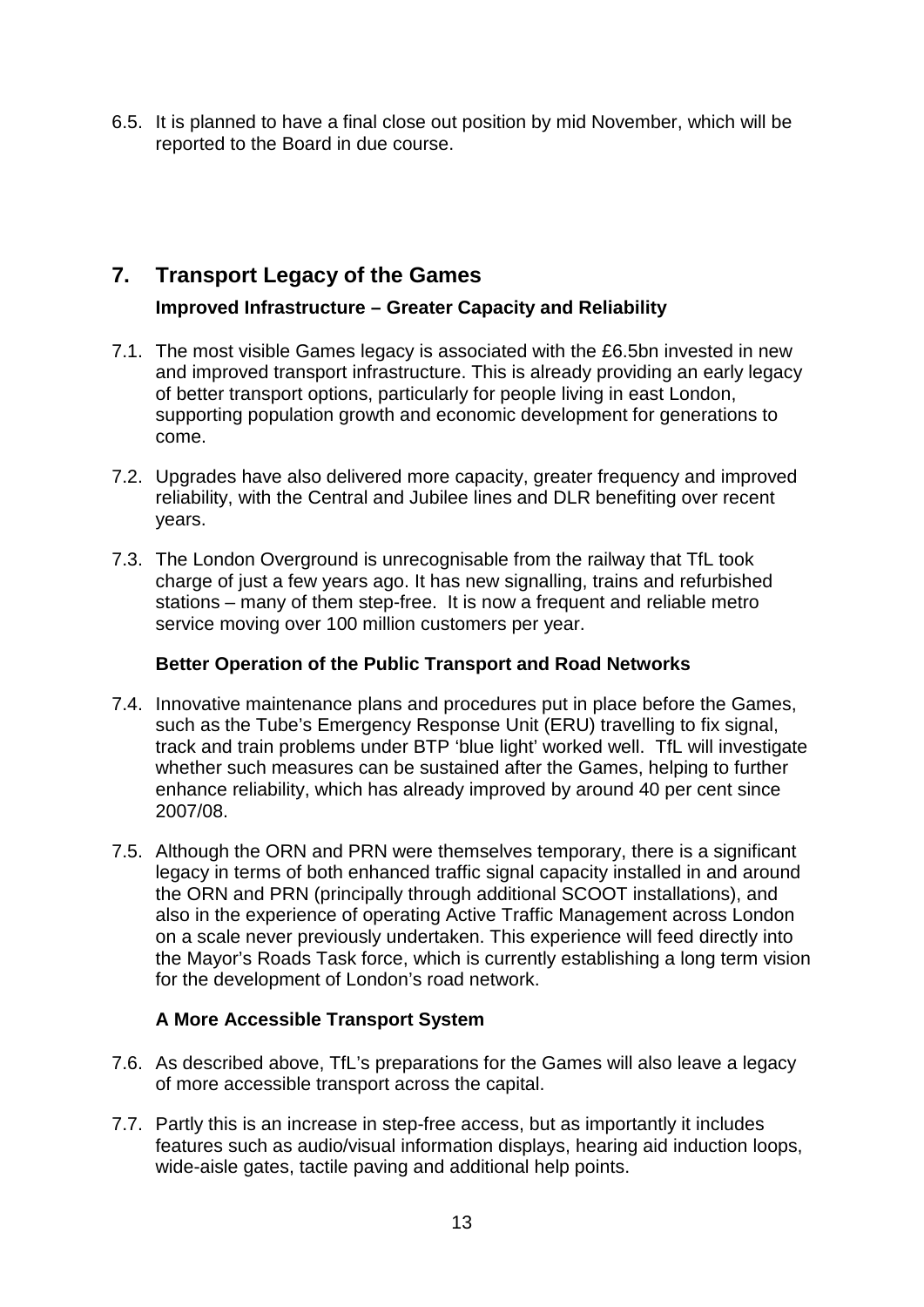6.5. It is planned to have a final close out position by mid November, which will be reported to the Board in due course.

## 7. Transport Legacy of the Games

### Improved Infrastructure – Greater Capacity and Reliability

7.1. The most visible Games legacy is associated with the £6.5bn invested in new and improved transport infrastructure. This is already providing an early legacy of better transport options, particularly for people living in east London, supporting population growth and economic development for generations to come.

7.2. Upgrades have also delivered more capacity, greater frequency and improved reliability, with the Central and Jubilee lines and DLR benefiting over recent years.

7.3. The London Overground is unrecognisable from the railway that TfL took charge of just a few years ago. It has new signalling, trains and refurbished stations – many of them step-free. It is now a frequent and reliable metro service moving over 100 million customers per year.

### Better Operation of the Public Transport and Road Networks

7.4. Innovative maintenance plans and procedures put in place before the Games, such as the Tube's Emergency Response Unit (ERU) travelling to fix signal, track and train problems under BTP 'blue light' worked well. TfL will investigate whether such measures can be sustained after the Games, helping to further enhance reliability, which has already improved by around 40 per cent since 2007/08.

7.5. Although the ORN and PRN were themselves temporary, there is a significant legacy in terms of both enhanced traffic signal capacity installed in and around the ORN and PRN (principally through additional SCOOT installations), and also in the experience of operating Active Traffic Management across London on a scale never previously undertaken. This experience will feed directly into the Mayor's Roads Task force, which is currently establishing a long term vision for the development of London's road network.

### A More Accessible Transport System

7.6. As described above, TfL's preparations for the Games will also leave a legacy of more accessible transport across the capital.

7.7. Partly this is an increase in step-free access, but as importantly it includes features such as audio/visual information displays, hearing aid induction loops, wide-aisle gates, tactile paving and additional help points.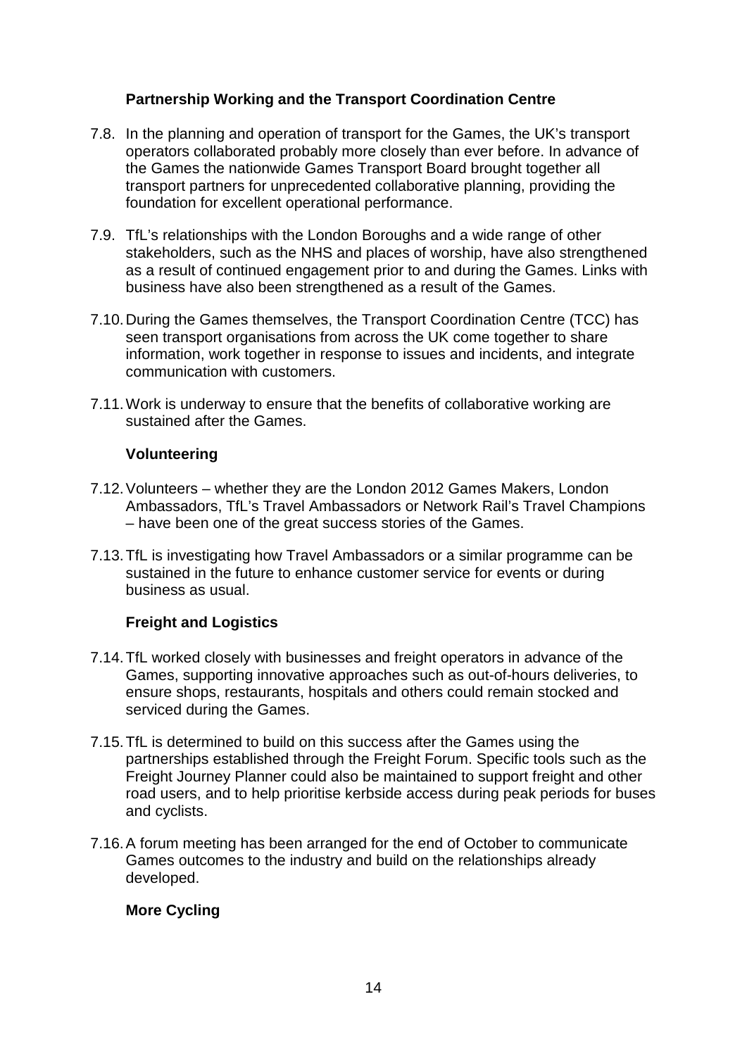### Partnership Working and the Transport Coordination Centre

7.8. In the planning and operation of transport for the Games, the UK's transport operators collaborated probably more closely than ever before. In advance of the Games the nationwide Games Transport Board brought together all transport partners for unprecedented collaborative planning, providing the foundation for excellent operational performance.

7.9. TfL's relationships with the London Boroughs and a wide range of other stakeholders, such as the NHS and places of worship, have also strengthened as a result of continued engagement prior to and during the Games. Links with business have also been strengthened as a result of the Games.

7.10. During the Games themselves, the Transport Coordination Centre (TCC) has seen transport organisations from across the UK come together to share information, work together in response to issues and incidents, and integrate communication with customers.

7.11. Work is underway to ensure that the benefits of collaborative working are sustained after the Games.

### Volunteering

7.12. Volunteers – whether they are the London 2012 Games Makers, London Ambassadors, TfL's Travel Ambassadors or Network Rail's Travel Champions – have been one of the great success stories of the Games.

7.13. TfL is investigating how Travel Ambassadors or a similar programme can be sustained in the future to enhance customer service for events or during business as usual.

### Freight and Logistics

7.14. TfL worked closely with businesses and freight operators in advance of the Games, supporting innovative approaches such as out-of-hours deliveries, to ensure shops, restaurants, hospitals and others could remain stocked and serviced during the Games.

7.15. TfL is determined to build on this success after the Games using the partnerships established through the Freight Forum. Specific tools such as the Freight Journey Planner could also be maintained to support freight and other road users, and to help prioritise kerbside access during peak periods for buses and cyclists.

7.16. A forum meeting has been arranged for the end of October to communicate Games outcomes to the industry and build on the relationships already developed.

### More Cycling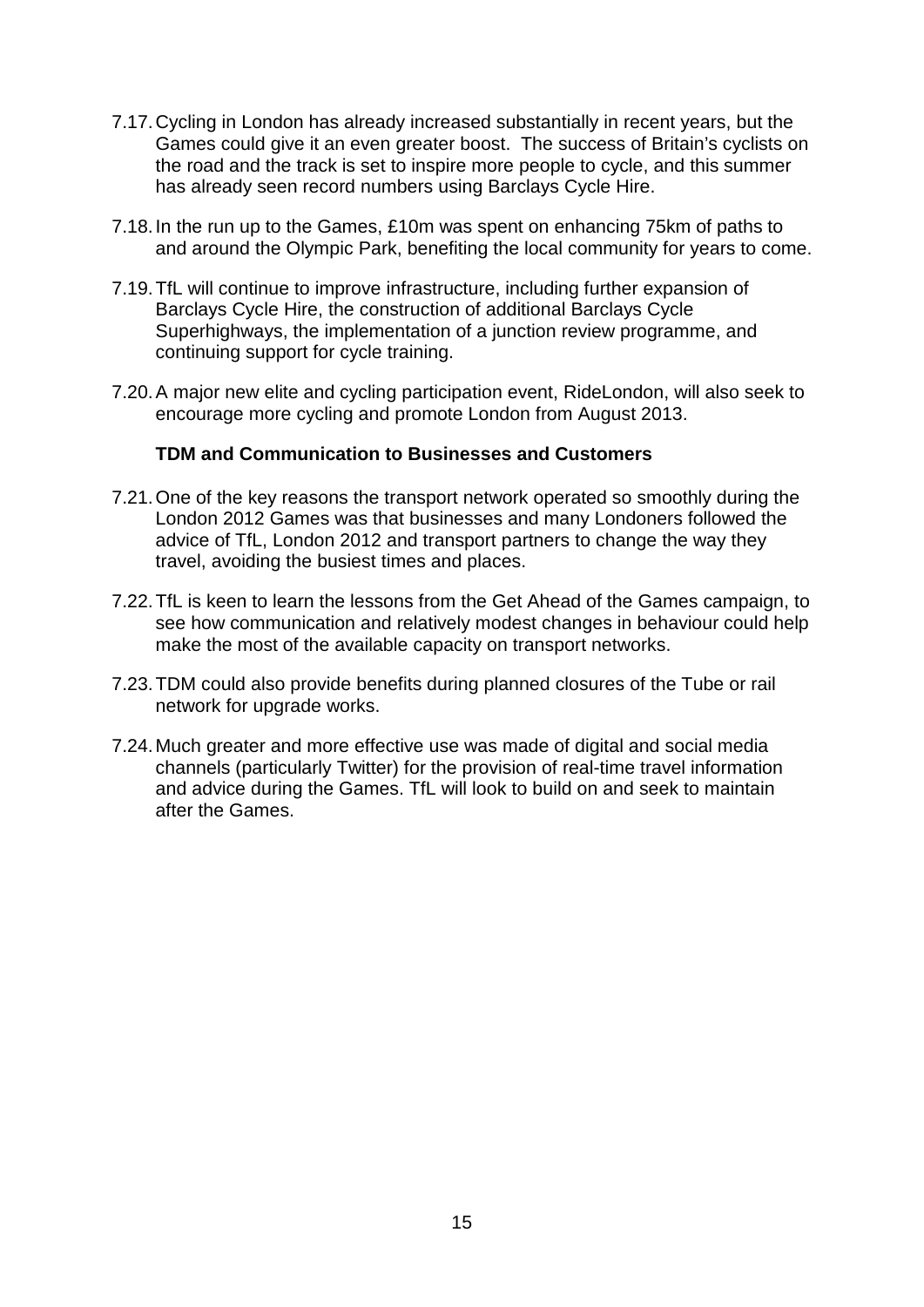7.17. Cycling in London has already increased substantially in recent years, but the Games could give it an even greater boost. The success of Britain's cyclists on the road and the track is set to inspire more people to cycle, and this summer has already seen record numbers using Barclays Cycle Hire.

7.18. In the run up to the Games, £10m was spent on enhancing 75km of paths to and around the Olympic Park, benefiting the local community for years to come.

7.19. TfL will continue to improve infrastructure, including further expansion of Barclays Cycle Hire, the construction of additional Barclays Cycle Superhighways, the implementation of a junction review programme, and continuing support for cycle training.

7.20. A major new elite and cycling participation event, RideLondon, will also seek to encourage more cycling and promote London from August 2013.

**TDM and Communication to Businesses and Customers**

7.21. One of the key reasons the transport network operated so smoothly during the London 2012 Games was that businesses and many Londoners followed the advice of TfL, London 2012 and transport partners to change the way they travel, avoiding the busiest times and places.

7.22. TfL is keen to learn the lessons from the Get Ahead of the Games campaign, to see how communication and relatively modest changes in behaviour could help make the most of the available capacity on transport networks.

7.23. TDM could also provide benefits during planned closures of the Tube or rail network for upgrade works.

7.24. Much greater and more effective use was made of digital and social media channels (particularly Twitter) for the provision of real-time travel information and advice during the Games. TfL will look to build on and seek to maintain after the Games.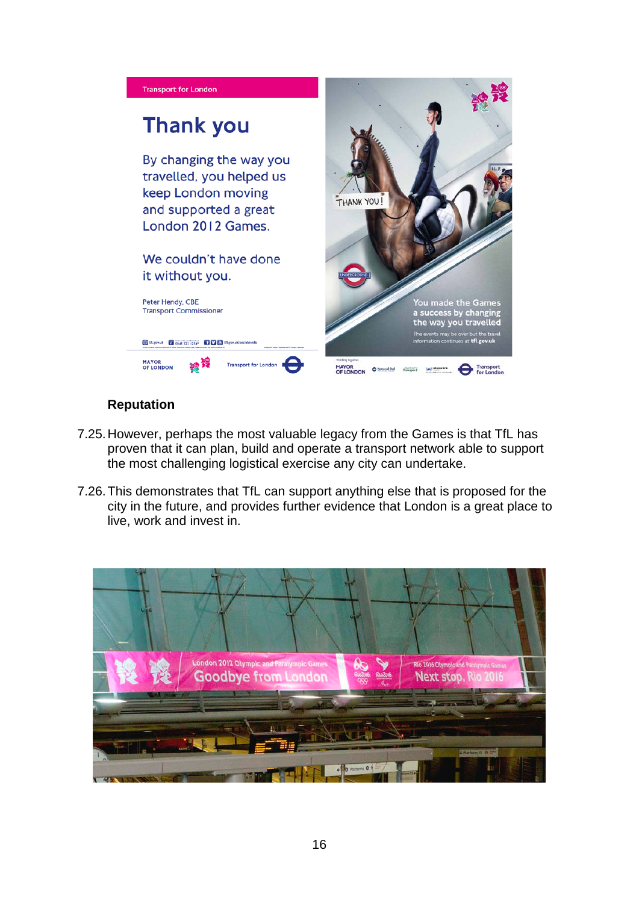## Reputation

7.25. However, perhaps the most valuable legacy from the Games is that TfL has proven that it can plan, build and operate a transport network able to support the most challenging logistical exercise any city can undertake.

7.26. This demonstrates that TfL can support anything else that is proposed for the city in the future, and provides further evidence that London is a great place to live, work and invest in.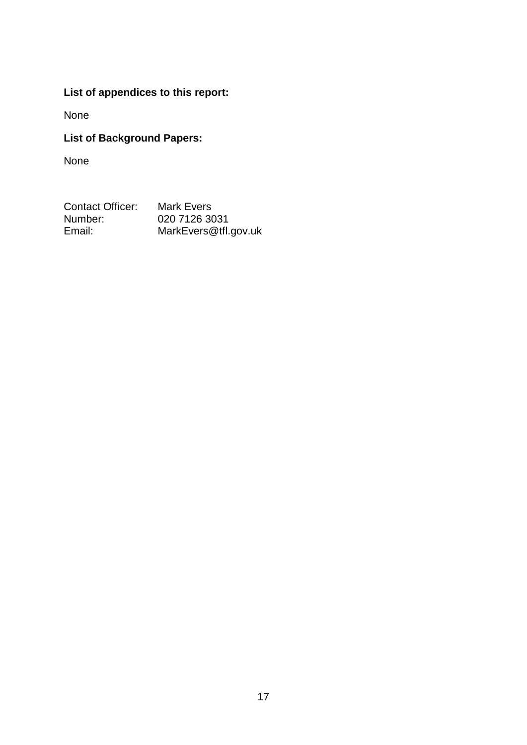**List of appendices to this report:**

None

**List of Background Papers:**

None

Contact Officer: Mark Evers
Number: 020 7126 3031
Email: MarkEvers@tfl.gov.uk